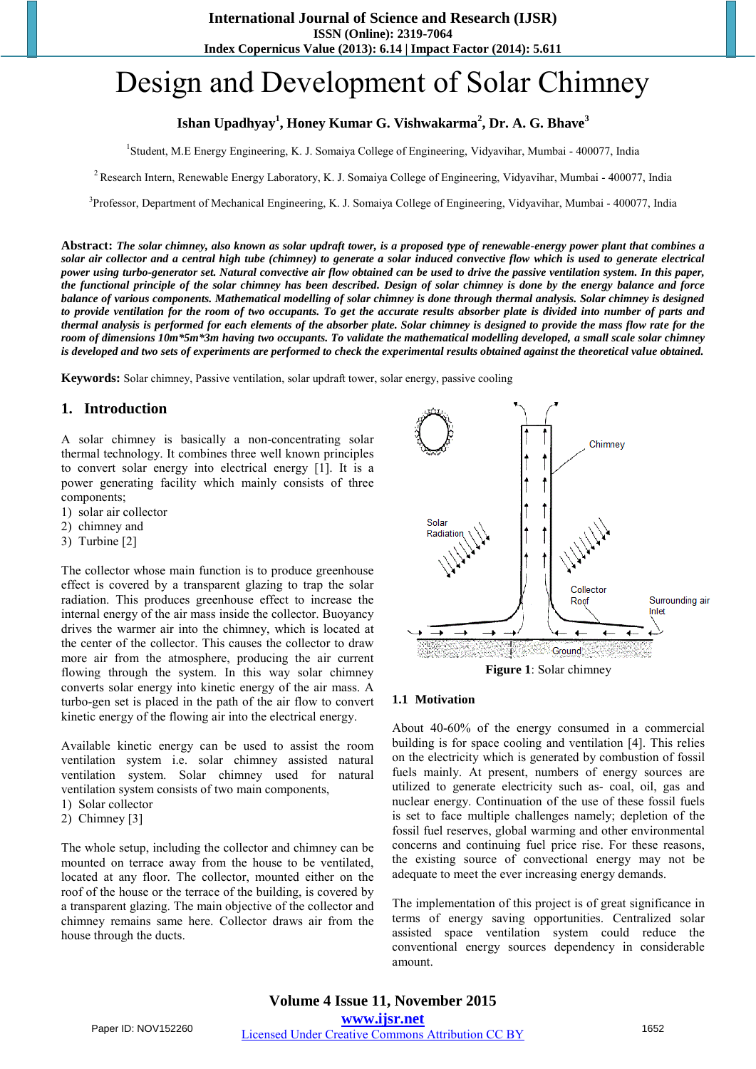# Design and Development of Solar Chimney

**Ishan Upadhyay[1], Honey Kumar G. Vishwakarma[2], Dr. A. G. Bhave[3]**

[1]Student, M.E Energy Engineering, K. J. Somaiya College of Engineering, Vidyavihar, Mumbai - 400077, India

[2]Research Intern, Renewable Energy Laboratory, K. J. Somaiya College of Engineering, Vidyavihar, Mumbai - 400077, India

[3]Professor, Department of Mechanical Engineering, K. J. Somaiya College of Engineering, Vidyavihar, Mumbai - 400077, India

**Abstract:** ***The solar chimney, also known as solar updraft tower, is a proposed type of renewable-energy power plant that combines a solar air collector and a central high tube (chimney) to generate a solar induced convective flow which is used to generate electrical power using turbo-generator set. Natural convective air flow obtained can be used to drive the passive ventilation system. In this paper, the functional principle of the solar chimney has been described. Design of solar chimney is done by the energy balance and force balance of various components. Mathematical modelling of solar chimney is done through thermal analysis. Solar chimney is designed to provide ventilation for the room of two occupants. To get the accurate results absorber plate is divided into number of parts and thermal analysis is performed for each elements of the absorber plate. Solar chimney is designed to provide the mass flow rate for the room of dimensions 10m*5m*3m having two occupants. To validate the mathematical modelling developed, a small scale solar chimney is developed and two sets of experiments are performed to check the experimental results obtained against the theoretical value obtained.***

**Keywords:** Solar chimney, Passive ventilation, solar updraft tower, solar energy, passive cooling

## 1. Introduction

A solar chimney is basically a non-concentrating solar thermal technology. It combines three well known principles to convert solar energy into electrical energy [1]. It is a power generating facility which mainly consists of three components;

1) solar air collector
2) chimney and
3) Turbine [2]

The collector whose main function is to produce greenhouse effect is covered by a transparent glazing to trap the solar radiation. This produces greenhouse effect to increase the internal energy of the air mass inside the collector. Buoyancy drives the warmer air into the chimney, which is located at the center of the collector. This causes the collector to draw more air from the atmosphere, producing the air current flowing through the system. In this way solar chimney converts solar energy into kinetic energy of the air mass. A turbo-gen set is placed in the path of the air flow to convert kinetic energy of the flowing air into the electrical energy.

Available kinetic energy can be used to assist the room ventilation system i.e. solar chimney assisted natural ventilation system. Solar chimney used for natural ventilation system consists of two main components,

1) Solar collector
2) Chimney [3]

The whole setup, including the collector and chimney can be mounted on terrace away from the house to be ventilated, located at any floor. The collector, mounted either on the roof of the house or the terrace of the building, is covered by a transparent glazing. The main objective of the collector and chimney remains same here. Collector draws air from the house through the ducts.

**Figure 1**: Solar chimney

### 1.1 Motivation

About 40-60% of the energy consumed in a commercial building is for space cooling and ventilation [4]. This relies on the electricity which is generated by combustion of fossil fuels mainly. At present, numbers of energy sources are utilized to generate electricity such as- coal, oil, gas and nuclear energy. Continuation of the use of these fossil fuels is set to face multiple challenges namely; depletion of the fossil fuel reserves, global warming and other environmental concerns and continuing fuel price rise. For these reasons, the existing source of convectional energy may not be adequate to meet the ever increasing energy demands.

The implementation of this project is of great significance in terms of energy saving opportunities. Centralized solar assisted space ventilation system could reduce the conventional energy sources dependency in considerable amount.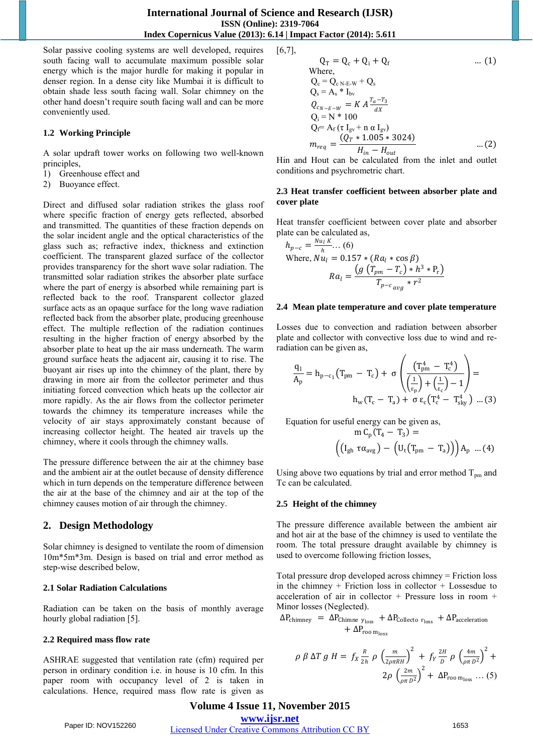Solar passive cooling systems are well developed, requires south facing wall to accumulate maximum possible solar energy which is the major hurdle for making it popular in denser region. In a dense city like Mumbai it is difficult to obtain shade less south facing wall. Solar chimney on the other hand doesn't require south facing wall and can be more conveniently used.

### 1.2 Working Principle

A solar updraft tower works on following two well-known principles,

1) Greenhouse effect and
2) Buoyance effect.

Direct and diffused solar radiation strikes the glass roof where specific fraction of energy gets reflected, absorbed and transmitted. The quantities of these fraction depends on the solar incident angle and the optical characteristics of the glass such as; refractive index, thickness and extinction coefficient. The transparent glazed surface of the collector provides transparency for the short wave solar radiation. The transmitted solar radiation strikes the absorber plate surface where the part of energy is absorbed while remaining part is reflected back to the roof. Transparent collector glazed surface acts as an opaque surface for the long wave radiation reflected back from the absorber plate, producing greenhouse effect. The multiple reflection of the radiation continues resulting in the higher fraction of energy absorbed by the absorber plate to heat up the air mass underneath. The warm ground surface heats the adjacent air, causing it to rise. The buoyant air rises up into the chimney of the plant, there by drawing in more air from the collector perimeter and thus initiating forced convection which heats up the collector air more rapidly. As the air flows from the collector perimeter towards the chimney its temperature increases while the velocity of air stays approximately constant because of increasing collector height. The heated air travels up the chimney, where it cools through the chimney walls.

The pressure difference between the air at the chimney base and the ambient air at the outlet because of density difference which in turn depends on the temperature difference between the air at the base of the chimney and the air at the top of the chimney causes motion of air through the chimney.

## 2. Design Methodology

Solar chimney is designed to ventilate the room of dimension 10m*5m*3m. Design is based on trial and error method as step-wise described below,

### 2.1 Solar Radiation Calculations

Radiation can be taken on the basis of monthly average hourly global radiation [5].

### 2.2 Required mass flow rate

ASHRAE suggested that ventilation rate (cfm) required per person in ordinary condition i.e. in house is 10 cfm. In this paper room with occupancy level of 2 is taken in calculations. Hence, required mass flow rate is given as [6,7],

$$Q_T = Q_c + Q_i + Q_f \quad \ldots (1)$$

Where,

$Q_c = Q_{c\,N\text{-}E\text{-}W} + Q_s$

$Q_s = A_s * I_{bv}$

$Q_{c_{N-E-W}} = K\,A\,\frac{T_a - T_3}{dX}$

$Q_i = N * 100$

$Q_f = A_f\,(\tau\, I_{gv} + n\,\alpha\, I_{gv})$

$$m_{req} = \frac{(Q_T * 1.005 * 3024)}{H_{in} - H_{out}} \quad \ldots (2)$$

Hin and Hout can be calculated from the inlet and outlet conditions and psychrometric chart.

### 2.3 Heat transfer coefficient between absorber plate and cover plate

Heat transfer coefficient between cover plate and absorber plate can be calculated as,

$$h_{p-c} = \frac{Nu_l\,K}{h} \ldots (6)$$

Where, $Nu_l = 0.157 * (Ra_l * \cos\beta)$

$$Ra_l = \frac{\left(g\,(T_{pm} - T_c) * h^3 * P_r\right)}{T_{p-c\,avg} * r^2}$$

### 2.4 Mean plate temperature and cover plate temperature

Losses due to convection and radiation between absorber plate and collector with convective loss due to wind and re-radiation can be given as,

$$\frac{q_l}{A_p} = h_{p-c_1}(T_{pm} - T_c) + \sigma\left(\frac{(T_{pm}^4 - T_c^4)}{\left(\frac{1}{\varepsilon_p}\right) + \left(\frac{1}{\varepsilon_c}\right) - 1}\right) = h_w(T_c - T_a) + \sigma\,\varepsilon_c(T_c^4 - T_{sky}^4) \quad \ldots (3)$$

Equation for useful energy can be given as,

$$m\,C_p(T_4 - T_3) = \left(\left(I_{gh}\,\tau\alpha_{avg}\right) - \left(U_t(T_{pm} - T_a)\right)\right)A_p \quad \ldots (4)$$

Using above two equations by trial and error method $T_{pm}$ and Tc can be calculated.

### 2.5 Height of the chimney

The pressure difference available between the ambient air and hot air at the base of the chimney is used to ventilate the room. The total pressure draught available by chimney is used to overcome following friction losses,

Total pressure drop developed across chimney = Friction loss in the chimney + Friction loss in collector + Lossesdue to acceleration of air in collector + Pressure loss in room + Minor losses (Neglected).

$$\Delta P_{chimney} = \Delta P_{Chimney_{loss}} + \Delta P_{Collector_{loss}} + \Delta P_{acceleration} + \Delta P_{room_{loss}}$$

$$\rho\,\beta\,\Delta T\,g\,H = f_X\,\frac{R}{2h}\,\rho\left(\frac{m}{2\rho\pi R H}\right)^2 + f_Y\,\frac{2H}{D}\,\rho\left(\frac{4m}{\rho\pi D^2}\right)^2 + 2\rho\left(\frac{2m}{\rho\pi D^2}\right)^2 + \Delta P_{room_{loss}} \ldots (5)$$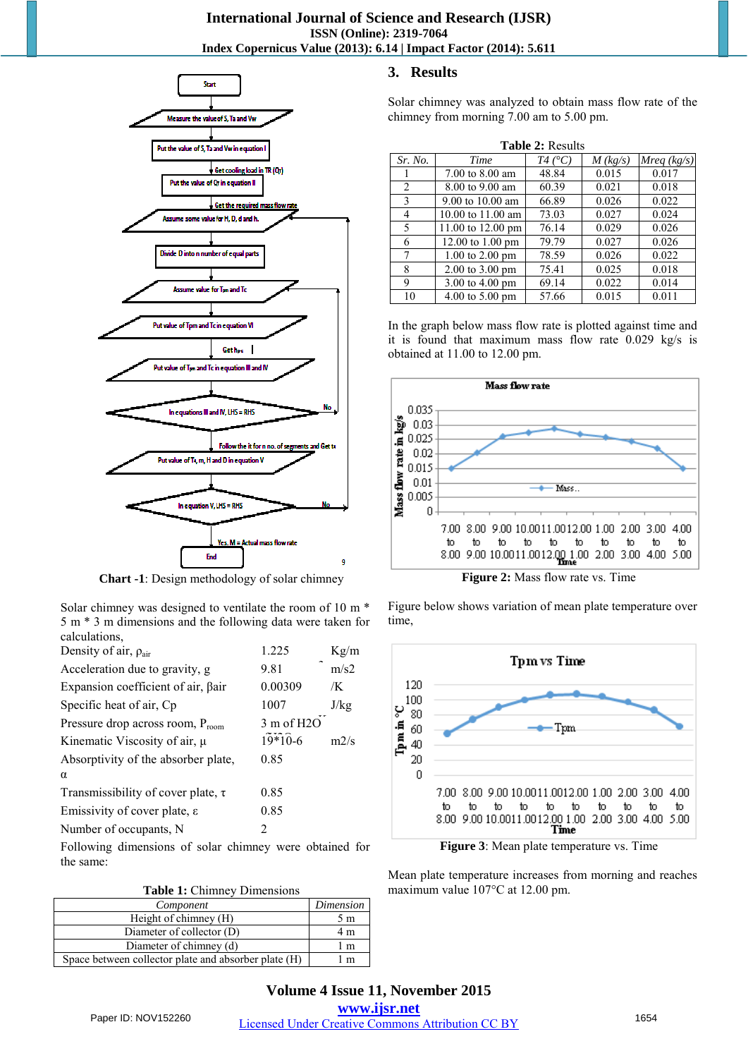**Chart -1**: Design methodology of solar chimney

Solar chimney was designed to ventilate the room of 10 m * 5 m * 3 m dimensions and the following data were taken for calculations,

| | | |
|---|---|---|
| Density of air, $\rho_{air}$ | 1.225 | Kg/m |
| Acceleration due to gravity, g | 9.81 | m/s2 |
| Expansion coefficient of air, $\beta$air | 0.00309 | /K |
| Specific heat of air, Cp | 1007 | J/kg |
| Pressure drop across room, $P_{room}$ | 3 m of H2O | |
| Kinematic Viscosity of air, $\mu$ | 19*10-6 | m2/s |
| Absorptivity of the absorber plate, $\alpha$ | 0.85 | |
| Transmissibility of cover plate, $\tau$ | 0.85 | |
| Emissivity of cover plate, $\varepsilon$ | 0.85 | |
| Number of occupants, N | 2 | |

Following dimensions of solar chimney were obtained for the same:

**Table 1:** Chimney Dimensions

| Component | Dimension |
|---|---|
| Height of chimney (H) | 5 m |
| Diameter of collector (D) | 4 m |
| Diameter of chimney (d) | 1 m |
| Space between collector plate and absorber plate (H) | 1 m |

## 3. Results

Solar chimney was analyzed to obtain mass flow rate of the chimney from morning 7.00 am to 5.00 pm.

**Table 2:** Results

| Sr. No. | Time | T4 (°C) | M (kg/s) | Mreq (kg/s) |
|---|---|---|---|---|
| 1 | 7.00 to 8.00 am | 48.84 | 0.015 | 0.017 |
| 2 | 8.00 to 9.00 am | 60.39 | 0.021 | 0.018 |
| 3 | 9.00 to 10.00 am | 66.89 | 0.026 | 0.022 |
| 4 | 10.00 to 11.00 am | 73.03 | 0.027 | 0.024 |
| 5 | 11.00 to 12.00 pm | 76.14 | 0.029 | 0.026 |
| 6 | 12.00 to 1.00 pm | 79.79 | 0.027 | 0.026 |
| 7 | 1.00 to 2.00 pm | 78.59 | 0.026 | 0.022 |
| 8 | 2.00 to 3.00 pm | 75.41 | 0.025 | 0.018 |
| 9 | 3.00 to 4.00 pm | 69.14 | 0.022 | 0.014 |
| 10 | 4.00 to 5.00 pm | 57.66 | 0.015 | 0.011 |

In the graph below mass flow rate is plotted against time and it is found that maximum mass flow rate 0.029 kg/s is obtained at 11.00 to 12.00 pm.

**Figure 2:** Mass flow rate vs. Time

Figure below shows variation of mean plate temperature over time,

**Figure 3**: Mean plate temperature vs. Time

Mean plate temperature increases from morning and reaches maximum value 107°C at 12.00 pm.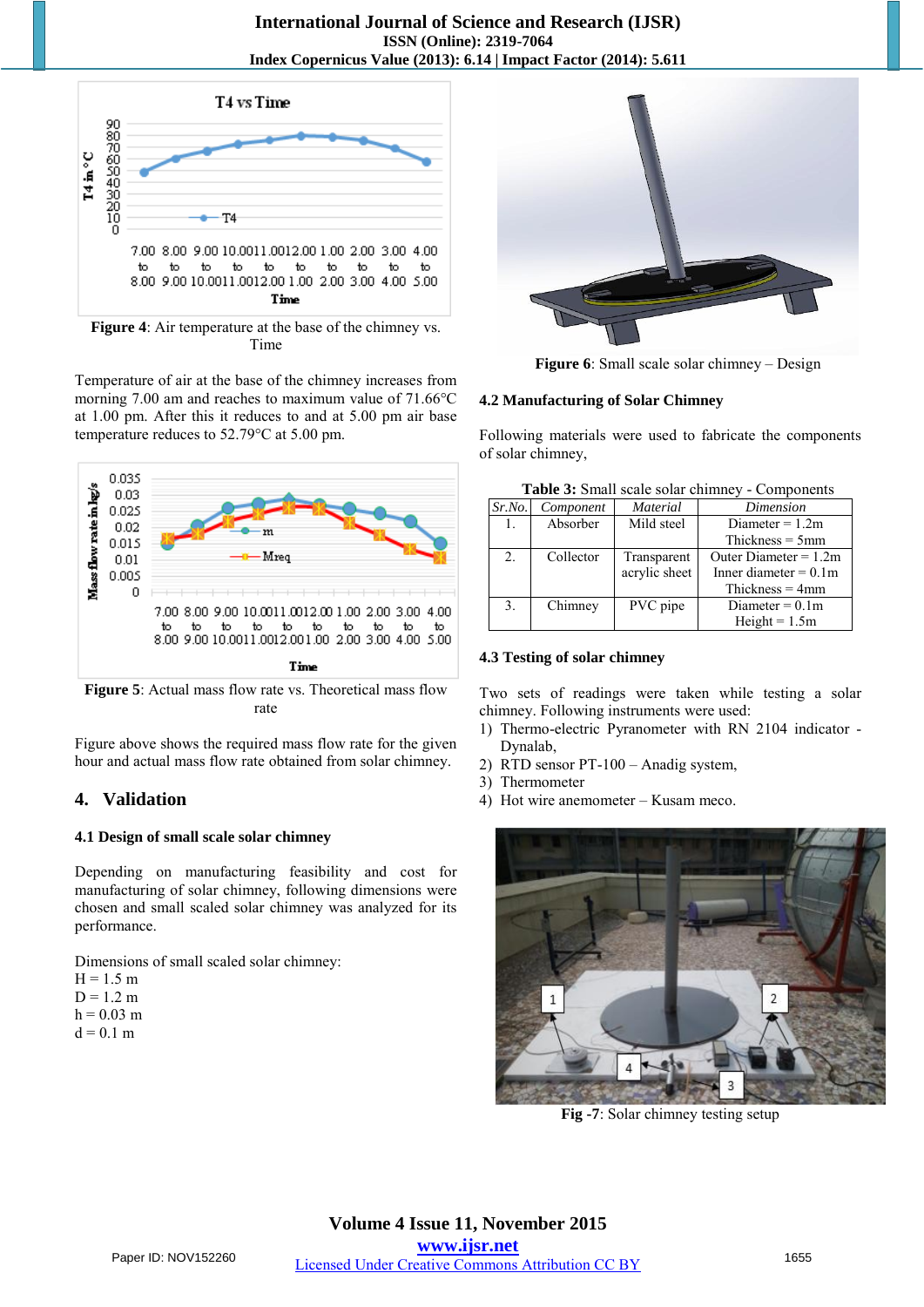Figure 4: Air temperature at the base of the chimney vs. Time

Temperature of air at the base of the chimney increases from morning 7.00 am and reaches to maximum value of 71.66°C at 1.00 pm. After this it reduces to and at 5.00 pm air base temperature reduces to 52.79°C at 5.00 pm.

**Figure 5**: Actual mass flow rate vs. Theoretical mass flow rate

Figure above shows the required mass flow rate for the given hour and actual mass flow rate obtained from solar chimney.

## 4. Validation

### 4.1 Design of small scale solar chimney

Depending on manufacturing feasibility and cost for manufacturing of solar chimney, following dimensions were chosen and small scaled solar chimney was analyzed for its performance.

Dimensions of small scaled solar chimney:
H = 1.5 m
D = 1.2 m
h = 0.03 m
d = 0.1 m

**Figure 6**: Small scale solar chimney – Design

### 4.2 Manufacturing of Solar Chimney

Following materials were used to fabricate the components of solar chimney,

**Table 3:** Small scale solar chimney - Components

| *Sr.No.* | *Component* | *Material* | *Dimension* |
|---|---|---|---|
| 1. | Absorber | Mild steel | Diameter = 1.2m Thickness = 5mm |
| 2. | Collector | Transparent acrylic sheet | Outer Diameter = 1.2m Inner diameter = 0.1m Thickness = 4mm |
| 3. | Chimney | PVC pipe | Diameter = 0.1m Height = 1.5m |

### 4.3 Testing of solar chimney

Two sets of readings were taken while testing a solar chimney. Following instruments were used:
1) Thermo-electric Pyranometer with RN 2104 indicator - Dynalab,
2) RTD sensor PT-100 – Anadig system,
3) Thermometer
4) Hot wire anemometer – Kusam meco.

**Fig -7**: Solar chimney testing setup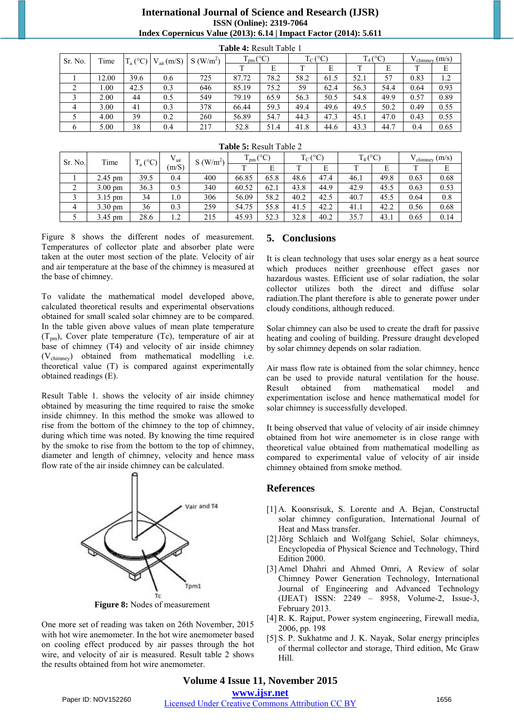**Table 4:** Result Table 1

| Sr. No. | Time | $T_a$ (°C) | $V_{air}$ (m/S) | S (W/m$^2$) | $T_{pm}$ (°C) | | $T_C$ (°C) | | $T_4$ (°C) | | $V_{chimney}$ (m/s) | |
|---|---|---|---|---|---|---|---|---|---|---|---|---|
| | | | | | T | E | T | E | T | E | T | E |
| 1 | 12.00 | 39.6 | 0.6 | 725 | 87.72 | 78.2 | 58.2 | 61.5 | 52.1 | 57 | 0.83 | 1.2 |
| 2 | 1.00 | 42.5 | 0.3 | 646 | 85.19 | 75.2 | 59 | 62.4 | 56.3 | 54.4 | 0.64 | 0.93 |
| 3 | 2.00 | 44 | 0.5 | 549 | 79.19 | 65.9 | 56.3 | 50.5 | 54.8 | 49.9 | 0.57 | 0.89 |
| 4 | 3.00 | 41 | 0.3 | 378 | 66.44 | 59.3 | 49.4 | 49.6 | 49.5 | 50.2 | 0.49 | 0.55 |
| 5 | 4.00 | 39 | 0.2 | 260 | 56.89 | 54.7 | 44.3 | 47.3 | 45.1 | 47.0 | 0.43 | 0.55 |
| 6 | 5.00 | 38 | 0.4 | 217 | 52.8 | 51.4 | 41.8 | 44.6 | 43.3 | 44.7 | 0.4 | 0.65 |

**Table 5:** Result Table 2

| Sr. No. | Time | $T_a$ (°C) | $V_{air}$ (m/S) | S (W/m$^2$) | $T_{pm}$ (°C) | | $T_C$ (°C) | | $T_4$ (°C) | | $V_{chimney}$ (m/s) | |
|---|---|---|---|---|---|---|---|---|---|---|---|---|
| | | | | | T | E | T | E | T | E | T | E |
| 1 | 2.45 pm | 39.5 | 0.4 | 400 | 66.85 | 65.8 | 48.6 | 47.4 | 46.1 | 49.8 | 0.63 | 0.68 |
| 2 | 3.00 pm | 36.3 | 0.5 | 340 | 60.52 | 62.1 | 43.8 | 44.9 | 42.9 | 45.5 | 0.63 | 0.53 |
| 3 | 3.15 pm | 34 | 1.0 | 306 | 56.09 | 58.2 | 40.2 | 42.5 | 40.7 | 45.5 | 0.64 | 0.8 |
| 4 | 3.30 pm | 36 | 0.3 | 259 | 54.75 | 55.8 | 41.5 | 42.2 | 41.1 | 42.2 | 0.56 | 0.68 |
| 5 | 3.45 pm | 28.6 | 1.2 | 215 | 45.93 | 52.3 | 32.8 | 40.2 | 35.7 | 43.1 | 0.65 | 0.14 |

Figure 8 shows the different nodes of measurement. Temperatures of collector plate and absorber plate were taken at the outer most section of the plate. Velocity of air and air temperature at the base of the chimney is measured at the base of chimney.

To validate the mathematical model developed above, calculated theoretical results and experimental observations obtained for small scaled solar chimney are to be compared. In the table given above values of mean plate temperature ($T_{pm}$), Cover plate temperature (Tc), temperature of air at base of chimney (T4) and velocity of air inside chimney ($V_{chimney}$) obtained from mathematical modelling i.e. theoretical value (T) is compared against experimentally obtained readings (E).

Result Table 1. shows the velocity of air inside chimney obtained by measuring the time required to raise the smoke inside chimney. In this method the smoke was allowed to rise from the bottom of the chimney to the top of chimney, during which time was noted. By knowing the time required by the smoke to rise from the bottom to the top of chimney, diameter and length of chimney, velocity and hence mass flow rate of the air inside chimney can be calculated.

**Figure 8:** Nodes of measurement

One more set of reading was taken on 26th November, 2015 with hot wire anemometer. In the hot wire anemometer based on cooling effect produced by air passes through the hot wire, and velocity of air is measured. Result table 2 shows the results obtained from hot wire anemometer.

## 5. Conclusions

It is clean technology that uses solar energy as a heat source which produces neither greenhouse effect gases nor hazardous wastes. Efficient use of solar radiation, the solar collector utilizes both the direct and diffuse solar radiation.The plant therefore is able to generate power under cloudy conditions, although reduced.

Solar chimney can also be used to create the draft for passive heating and cooling of building. Pressure draught developed by solar chimney depends on solar radiation.

Air mass flow rate is obtained from the solar chimney, hence can be used to provide natural ventilation for the house. Result obtained from mathematical model and experimentation isclose and hence mathematical model for solar chimney is successfully developed.

It being observed that value of velocity of air inside chimney obtained from hot wire anemometer is in close range with theoretical value obtained from mathematical modelling as compared to experimental value of velocity of air inside chimney obtained from smoke method.

## References

[1] A. Koonsrisuk, S. Lorente and A. Bejan, Constructal solar chimney configuration, International Journal of Heat and Mass transfer.

[2] Jörg Schlaich and Wolfgang Schiel, Solar chimneys, Encyclopedia of Physical Science and Technology, Third Edition 2000.

[3] Amel Dhahri and Ahmed Omri, A Review of solar Chimney Power Generation Technology, International Journal of Engineering and Advanced Technology (IJEAT) ISSN: 2249 – 8958, Volume-2, Issue-3, February 2013.

[4] R. K. Rajput, Power system engineering, Firewall media, 2006, pp. 198

[5] S. P. Sukhatme and J. K. Nayak, Solar energy principles of thermal collector and storage, Third edition, Mc Graw Hill.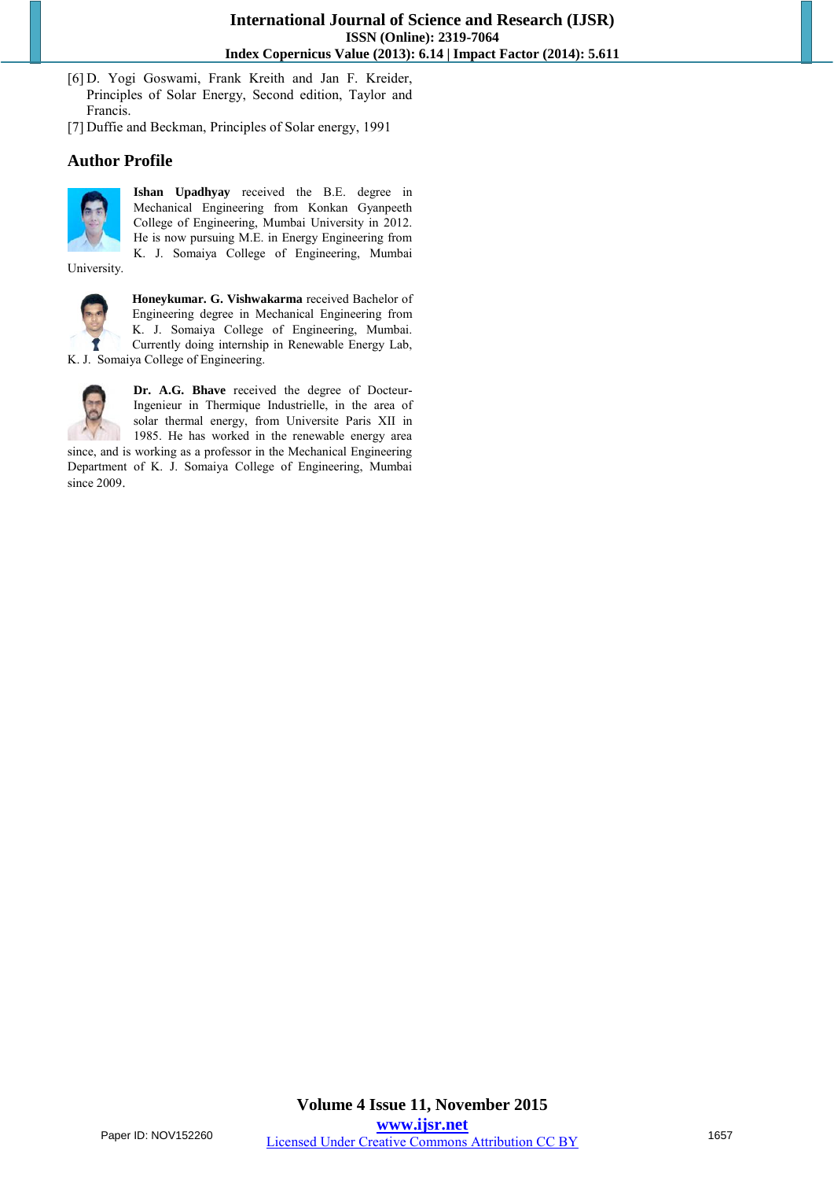[6] D. Yogi Goswami, Frank Kreith and Jan F. Kreider, Principles of Solar Energy, Second edition, Taylor and Francis.

[7] Duffie and Beckman, Principles of Solar energy, 1991

## Author Profile

**Ishan Upadhyay** received the B.E. degree in Mechanical Engineering from Konkan Gyanpeeth College of Engineering, Mumbai University in 2012. He is now pursuing M.E. in Energy Engineering from K. J. Somaiya College of Engineering, Mumbai University.

**Honeykumar. G. Vishwakarma** received Bachelor of Engineering degree in Mechanical Engineering from K. J. Somaiya College of Engineering, Mumbai. Currently doing internship in Renewable Energy Lab, K. J. Somaiya College of Engineering.

**Dr. A.G. Bhave** received the degree of Docteur-Ingenieur in Thermique Industrielle, in the area of solar thermal energy, from Universite Paris XII in 1985. He has worked in the renewable energy area since, and is working as a professor in the Mechanical Engineering Department of K. J. Somaiya College of Engineering, Mumbai since 2009.